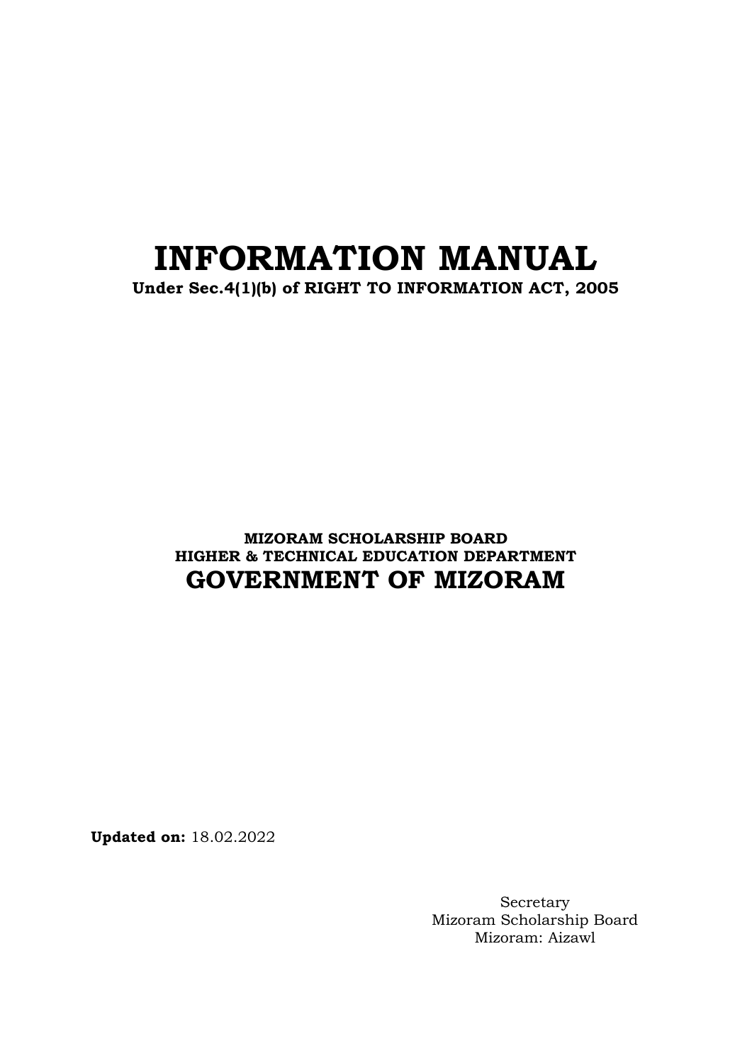# INFORMATION MANUAL

**Under Sec.4(1)(b) of RIGHT TO INFORMATION ACT, 2005**

**MIZORAM SCHOLARSHIP BOARD**
**HIGHER & TECHNICAL EDUCATION DEPARTMENT**

## GOVERNMENT OF MIZORAM

**Updated on:** 18.02.2022

Secretary
Mizoram Scholarship Board
Mizoram: Aizawl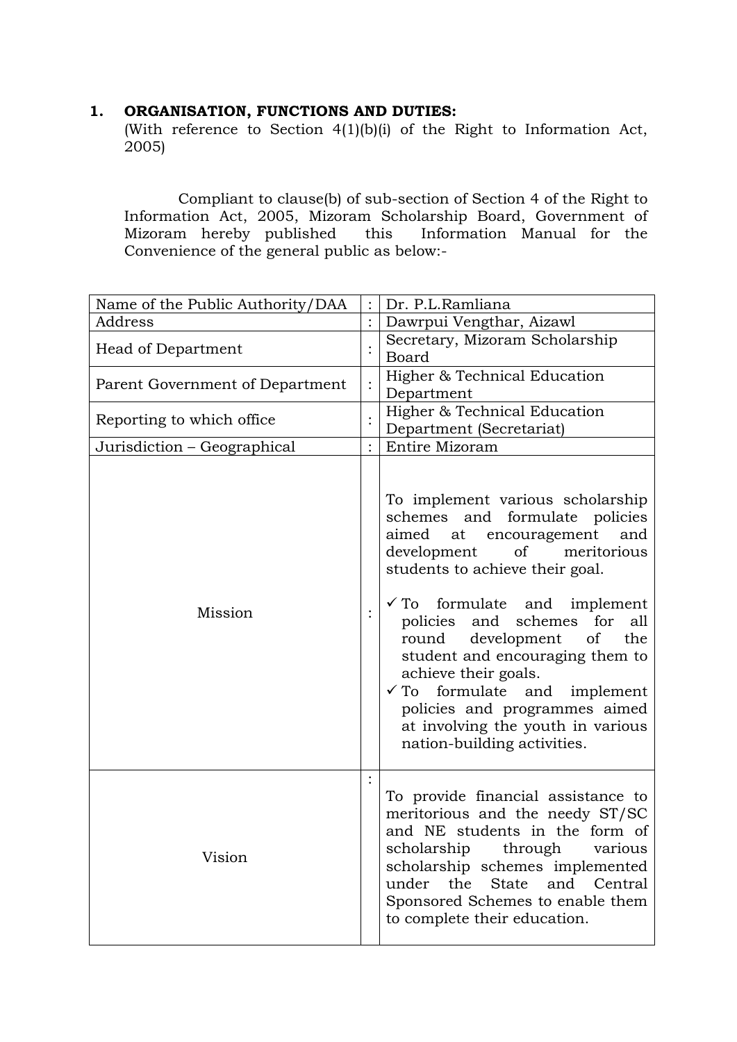## 1. ORGANISATION, FUNCTIONS AND DUTIES:

(With reference to Section 4(1)(b)(i) of the Right to Information Act, 2005)

Compliant to clause(b) of sub-section of Section 4 of the Right to Information Act, 2005, Mizoram Scholarship Board, Government of Mizoram hereby published this Information Manual for the Convenience of the general public as below:-

| | | |
|---|---|---|
| Name of the Public Authority/DAA | : | Dr. P.L.Ramliana |
| Address | : | Dawrpui Vengthar, Aizawl |
| Head of Department | : | Secretary, Mizoram Scholarship Board |
| Parent Government of Department | : | Higher & Technical Education Department |
| Reporting to which office | : | Higher & Technical Education Department (Secretariat) |
| Jurisdiction – Geographical | : | Entire Mizoram |
| Mission | : | To implement various scholarship schemes and formulate policies aimed at encouragement and development of meritorious students to achieve their goal.<br><br>✓ To formulate and implement policies and schemes for all round development of the student and encouraging them to achieve their goals.<br>✓ To formulate and implement policies and programmes aimed at involving the youth in various nation-building activities. |
| Vision | : | To provide financial assistance to meritorious and the needy ST/SC and NE students in the form of scholarship through various scholarship schemes implemented under the State and Central Sponsored Schemes to enable them to complete their education. |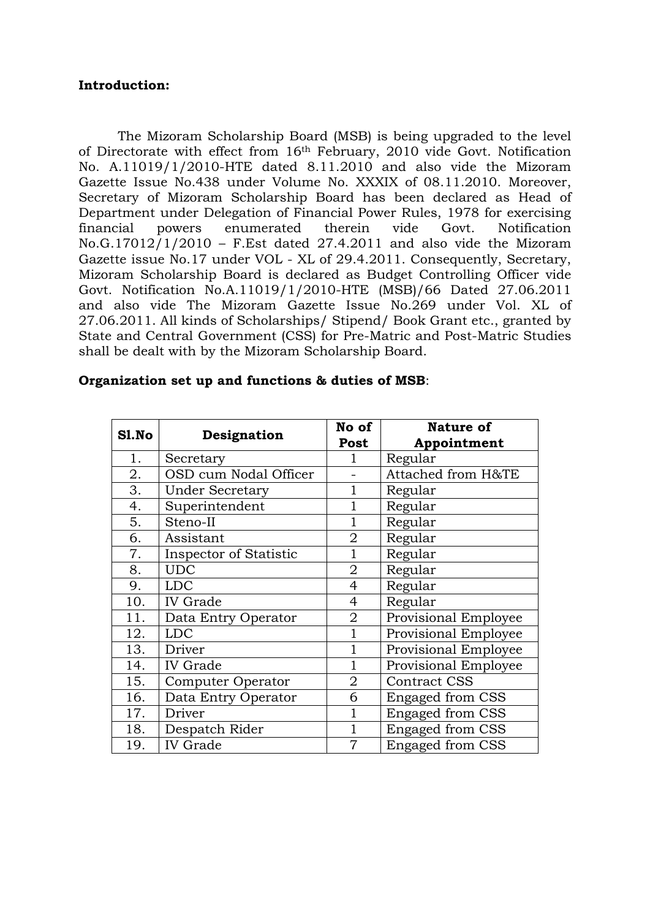**Introduction:**

The Mizoram Scholarship Board (MSB) is being upgraded to the level of Directorate with effect from 16th February, 2010 vide Govt. Notification No. A.11019/1/2010-HTE dated 8.11.2010 and also vide the Mizoram Gazette Issue No.438 under Volume No. XXXIX of 08.11.2010. Moreover, Secretary of Mizoram Scholarship Board has been declared as Head of Department under Delegation of Financial Power Rules, 1978 for exercising financial powers enumerated therein vide Govt. Notification No.G.17012/1/2010 – F.Est dated 27.4.2011 and also vide the Mizoram Gazette issue No.17 under VOL - XL of 29.4.2011. Consequently, Secretary, Mizoram Scholarship Board is declared as Budget Controlling Officer vide Govt. Notification No.A.11019/1/2010-HTE (MSB)/66 Dated 27.06.2011 and also vide The Mizoram Gazette Issue No.269 under Vol. XL of 27.06.2011. All kinds of Scholarships/ Stipend/ Book Grant etc., granted by State and Central Government (CSS) for Pre-Matric and Post-Matric Studies shall be dealt with by the Mizoram Scholarship Board.

**Organization set up and functions & duties of MSB**:

| Sl.No | Designation | No of Post | Nature of Appointment |
|---|---|---|---|
| 1. | Secretary | 1 | Regular |
| 2. | OSD cum Nodal Officer | - | Attached from H&TE |
| 3. | Under Secretary | 1 | Regular |
| 4. | Superintendent | 1 | Regular |
| 5. | Steno-II | 1 | Regular |
| 6. | Assistant | 2 | Regular |
| 7. | Inspector of Statistic | 1 | Regular |
| 8. | UDC | 2 | Regular |
| 9. | LDC | 4 | Regular |
| 10. | IV Grade | 4 | Regular |
| 11. | Data Entry Operator | 2 | Provisional Employee |
| 12. | LDC | 1 | Provisional Employee |
| 13. | Driver | 1 | Provisional Employee |
| 14. | IV Grade | 1 | Provisional Employee |
| 15. | Computer Operator | 2 | Contract CSS |
| 16. | Data Entry Operator | 6 | Engaged from CSS |
| 17. | Driver | 1 | Engaged from CSS |
| 18. | Despatch Rider | 1 | Engaged from CSS |
| 19. | IV Grade | 7 | Engaged from CSS |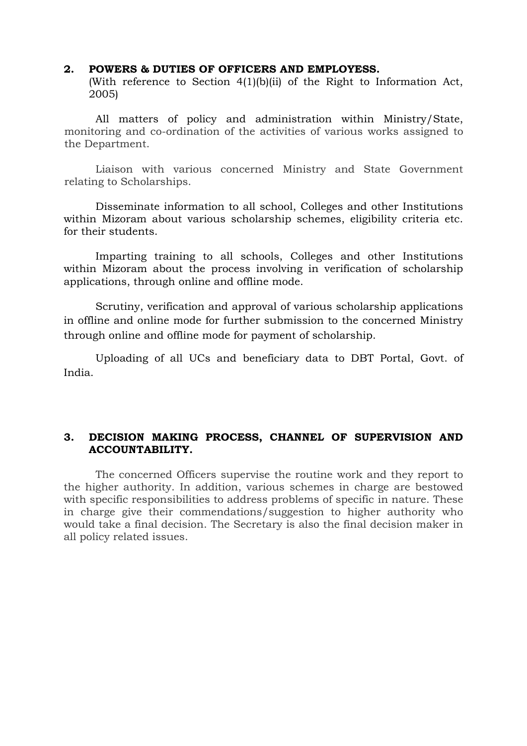## 2. POWERS & DUTIES OF OFFICERS AND EMPLOYESS.

(With reference to Section 4(1)(b)(ii) of the Right to Information Act, 2005)

All matters of policy and administration within Ministry/State, monitoring and co-ordination of the activities of various works assigned to the Department.

Liaison with various concerned Ministry and State Government relating to Scholarships.

Disseminate information to all school, Colleges and other Institutions within Mizoram about various scholarship schemes, eligibility criteria etc. for their students.

Imparting training to all schools, Colleges and other Institutions within Mizoram about the process involving in verification of scholarship applications, through online and offline mode.

Scrutiny, verification and approval of various scholarship applications in offline and online mode for further submission to the concerned Ministry through online and offline mode for payment of scholarship.

Uploading of all UCs and beneficiary data to DBT Portal, Govt. of India.

## 3. DECISION MAKING PROCESS, CHANNEL OF SUPERVISION AND ACCOUNTABILITY.

The concerned Officers supervise the routine work and they report to the higher authority. In addition, various schemes in charge are bestowed with specific responsibilities to address problems of specific in nature. These in charge give their commendations/suggestion to higher authority who would take a final decision. The Secretary is also the final decision maker in all policy related issues.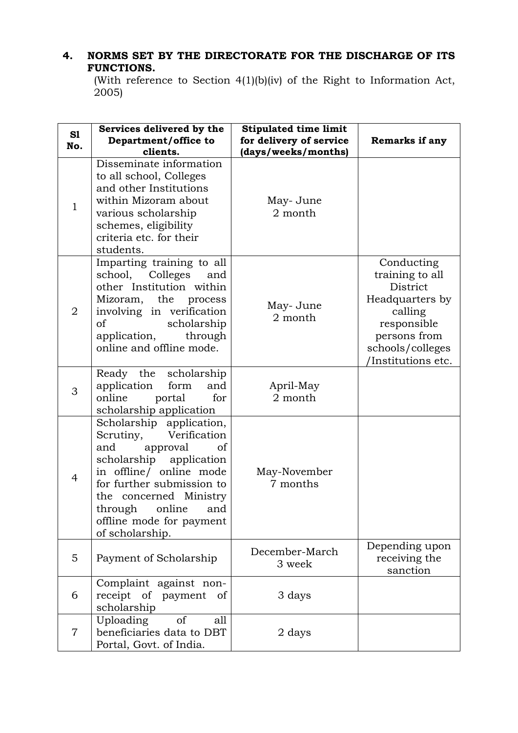## 4. NORMS SET BY THE DIRECTORATE FOR THE DISCHARGE OF ITS FUNCTIONS.

(With reference to Section 4(1)(b)(iv) of the Right to Information Act, 2005)

| Sl No. | Services delivered by the Department/office to clients. | Stipulated time limit for delivery of service (days/weeks/months) | Remarks if any |
|---|---|---|---|
| 1 | Disseminate information to all school, Colleges and other Institutions within Mizoram about various scholarship schemes, eligibility criteria etc. for their students. | May- June 2 month | |
| 2 | Imparting training to all school, Colleges and other Institution within Mizoram, the process involving in verification of scholarship application, through online and offline mode. | May- June 2 month | Conducting training to all District Headquarters by calling responsible persons from schools/colleges /Institutions etc. |
| 3 | Ready the scholarship application form and online portal for scholarship application | April-May 2 month | |
| 4 | Scholarship application, Scrutiny, Verification and approval of scholarship application in offline/ online mode for further submission to the concerned Ministry through online and offline mode for payment of scholarship. | May-November 7 months | |
| 5 | Payment of Scholarship | December-March 3 week | Depending upon receiving the sanction |
| 6 | Complaint against non-receipt of payment of scholarship | 3 days | |
| 7 | Uploading of all beneficiaries data to DBT Portal, Govt. of India. | 2 days | |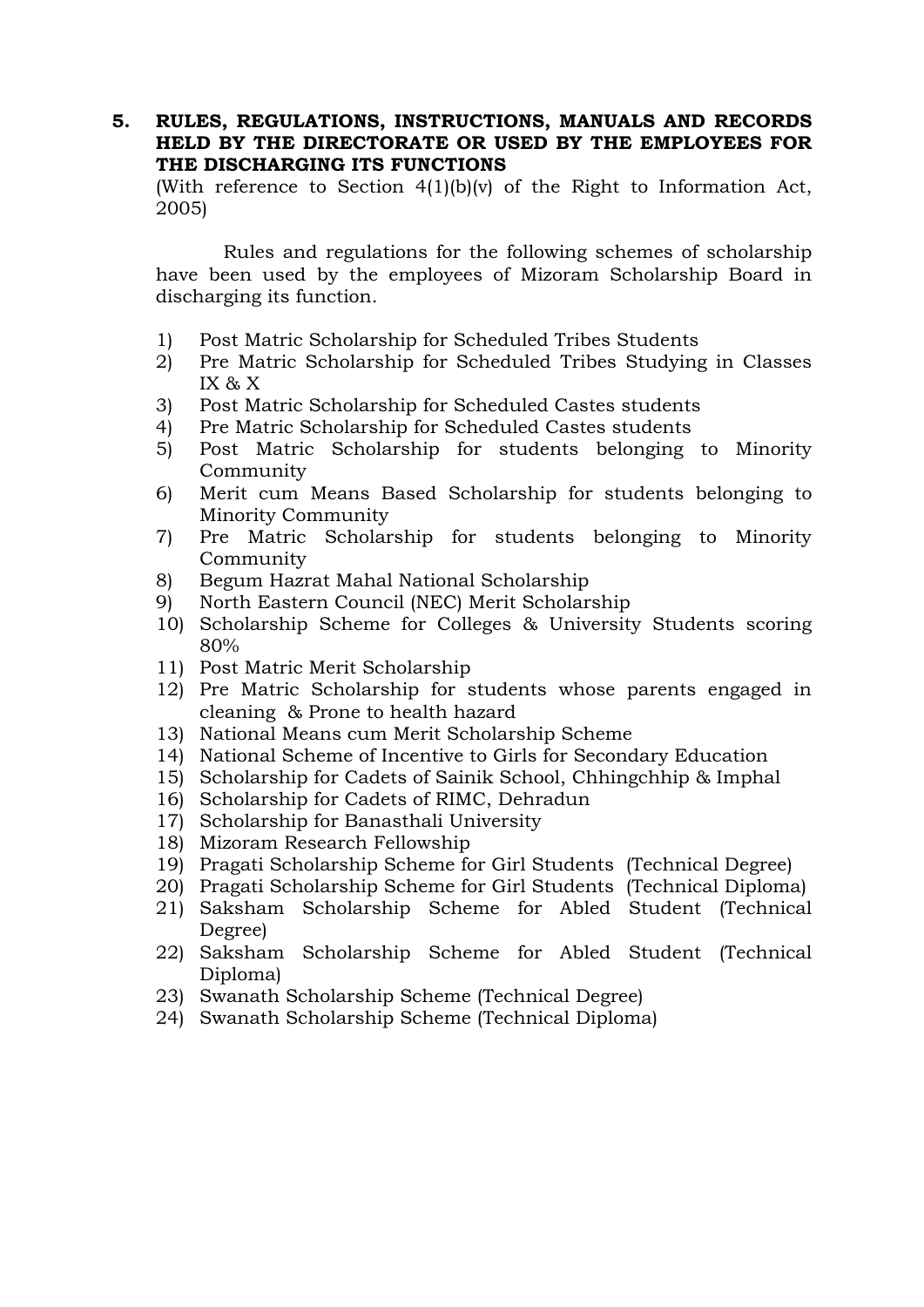## 5. RULES, REGULATIONS, INSTRUCTIONS, MANUALS AND RECORDS HELD BY THE DIRECTORATE OR USED BY THE EMPLOYEES FOR THE DISCHARGING ITS FUNCTIONS

(With reference to Section 4(1)(b)(v) of the Right to Information Act, 2005)

Rules and regulations for the following schemes of scholarship have been used by the employees of Mizoram Scholarship Board in discharging its function.

1) Post Matric Scholarship for Scheduled Tribes Students
2) Pre Matric Scholarship for Scheduled Tribes Studying in Classes IX & X
3) Post Matric Scholarship for Scheduled Castes students
4) Pre Matric Scholarship for Scheduled Castes students
5) Post Matric Scholarship for students belonging to Minority Community
6) Merit cum Means Based Scholarship for students belonging to Minority Community
7) Pre Matric Scholarship for students belonging to Minority Community
8) Begum Hazrat Mahal National Scholarship
9) North Eastern Council (NEC) Merit Scholarship
10) Scholarship Scheme for Colleges & University Students scoring 80%
11) Post Matric Merit Scholarship
12) Pre Matric Scholarship for students whose parents engaged in cleaning & Prone to health hazard
13) National Means cum Merit Scholarship Scheme
14) National Scheme of Incentive to Girls for Secondary Education
15) Scholarship for Cadets of Sainik School, Chhingchhip & Imphal
16) Scholarship for Cadets of RIMC, Dehradun
17) Scholarship for Banasthali University
18) Mizoram Research Fellowship
19) Pragati Scholarship Scheme for Girl Students (Technical Degree)
20) Pragati Scholarship Scheme for Girl Students (Technical Diploma)
21) Saksham Scholarship Scheme for Abled Student (Technical Degree)
22) Saksham Scholarship Scheme for Abled Student (Technical Diploma)
23) Swanath Scholarship Scheme (Technical Degree)
24) Swanath Scholarship Scheme (Technical Diploma)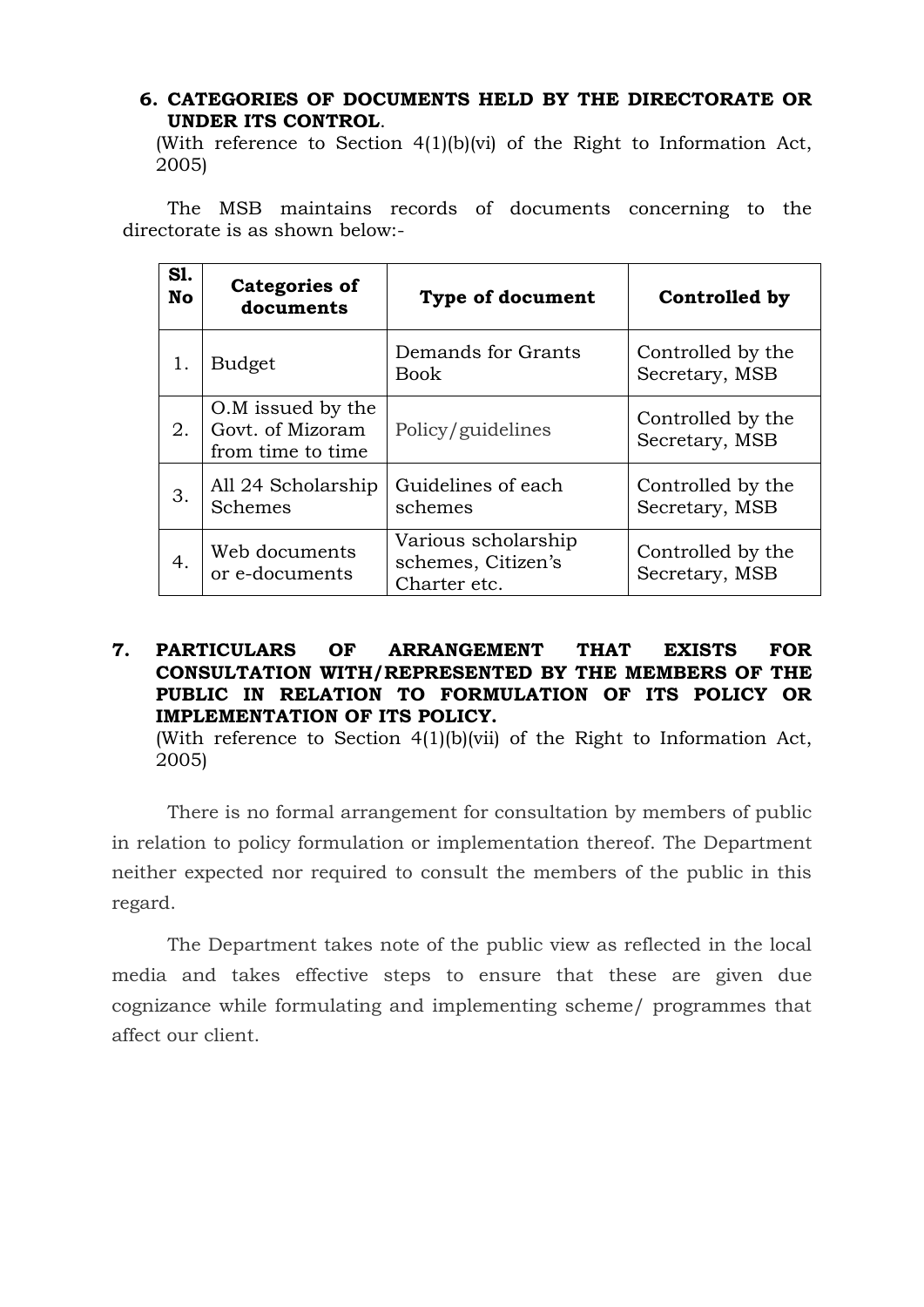## 6. CATEGORIES OF DOCUMENTS HELD BY THE DIRECTORATE OR UNDER ITS CONTROL.

(With reference to Section 4(1)(b)(vi) of the Right to Information Act, 2005)

The MSB maintains records of documents concerning to the directorate is as shown below:-

| Sl. No | Categories of documents | Type of document | Controlled by |
|---|---|---|---|
| 1. | Budget | Demands for Grants Book | Controlled by the Secretary, MSB |
| 2. | O.M issued by the Govt. of Mizoram from time to time | Policy/guidelines | Controlled by the Secretary, MSB |
| 3. | All 24 Scholarship Schemes | Guidelines of each schemes | Controlled by the Secretary, MSB |
| 4. | Web documents or e-documents | Various scholarship schemes, Citizen's Charter etc. | Controlled by the Secretary, MSB |

## 7. PARTICULARS OF ARRANGEMENT THAT EXISTS FOR CONSULTATION WITH/REPRESENTED BY THE MEMBERS OF THE PUBLIC IN RELATION TO FORMULATION OF ITS POLICY OR IMPLEMENTATION OF ITS POLICY.

(With reference to Section 4(1)(b)(vii) of the Right to Information Act, 2005)

There is no formal arrangement for consultation by members of public in relation to policy formulation or implementation thereof. The Department neither expected nor required to consult the members of the public in this regard.

The Department takes note of the public view as reflected in the local media and takes effective steps to ensure that these are given due cognizance while formulating and implementing scheme/ programmes that affect our client.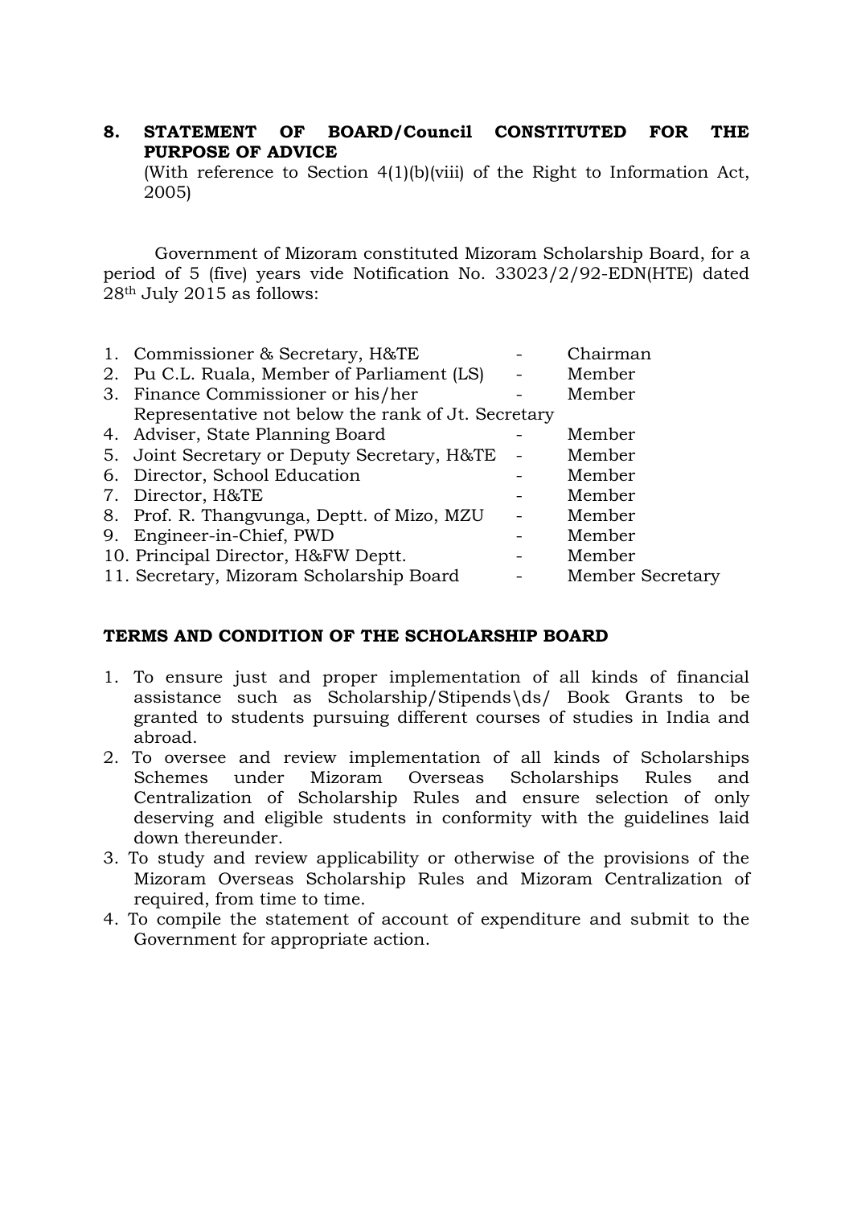**8. STATEMENT OF BOARD/Council CONSTITUTED FOR THE PURPOSE OF ADVICE**

(With reference to Section 4(1)(b)(viii) of the Right to Information Act, 2005)

Government of Mizoram constituted Mizoram Scholarship Board, for a period of 5 (five) years vide Notification No. 33023/2/92-EDN(HTE) dated 28th July 2015 as follows:

| | | | |
|---|---|---|---|
| 1. | Commissioner & Secretary, H&TE | - | Chairman |
| 2. | Pu C.L. Ruala, Member of Parliament (LS) | - | Member |
| 3. | Finance Commissioner or his/her Representative not below the rank of Jt. Secretary | - | Member |
| 4. | Adviser, State Planning Board | - | Member |
| 5. | Joint Secretary or Deputy Secretary, H&TE | - | Member |
| 6. | Director, School Education | - | Member |
| 7. | Director, H&TE | - | Member |
| 8. | Prof. R. Thangvunga, Deptt. of Mizo, MZU | - | Member |
| 9. | Engineer-in-Chief, PWD | - | Member |
| 10. | Principal Director, H&FW Deptt. | - | Member |
| 11. | Secretary, Mizoram Scholarship Board | - | Member Secretary |

**TERMS AND CONDITION OF THE SCHOLARSHIP BOARD**

1. To ensure just and proper implementation of all kinds of financial assistance such as Scholarship/Stipends\ds/ Book Grants to be granted to students pursuing different courses of studies in India and abroad.
2. To oversee and review implementation of all kinds of Scholarships Schemes under Mizoram Overseas Scholarships Rules and Centralization of Scholarship Rules and ensure selection of only deserving and eligible students in conformity with the guidelines laid down thereunder.
3. To study and review applicability or otherwise of the provisions of the Mizoram Overseas Scholarship Rules and Mizoram Centralization of required, from time to time.
4. To compile the statement of account of expenditure and submit to the Government for appropriate action.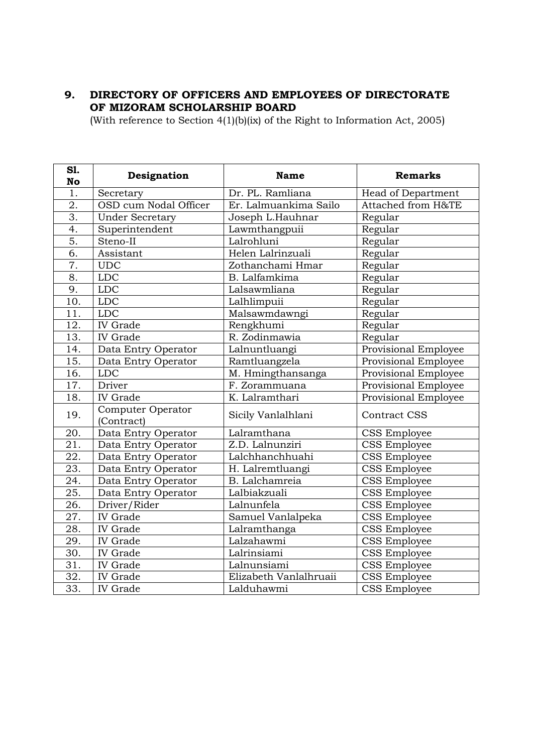## 9. DIRECTORY OF OFFICERS AND EMPLOYEES OF DIRECTORATE OF MIZORAM SCHOLARSHIP BOARD

(With reference to Section 4(1)(b)(ix) of the Right to Information Act, 2005)

| Sl. No | Designation | Name | Remarks |
|---|---|---|---|
| 1. | Secretary | Dr. PL. Ramliana | Head of Department |
| 2. | OSD cum Nodal Officer | Er. Lalmuankima Sailo | Attached from H&TE |
| 3. | Under Secretary | Joseph L.Hauhnar | Regular |
| 4. | Superintendent | Lawmthangpuii | Regular |
| 5. | Steno-II | Lalrohluni | Regular |
| 6. | Assistant | Helen Lalrinzuali | Regular |
| 7. | UDC | Zothanchami Hmar | Regular |
| 8. | LDC | B. Lalfamkima | Regular |
| 9. | LDC | Lalsawmliana | Regular |
| 10. | LDC | Lalhlimpuii | Regular |
| 11. | LDC | Malsawmdawngi | Regular |
| 12. | IV Grade | Rengkhumi | Regular |
| 13. | IV Grade | R. Zodinmawia | Regular |
| 14. | Data Entry Operator | Lalnuntluangi | Provisional Employee |
| 15. | Data Entry Operator | Ramtluangzela | Provisional Employee |
| 16. | LDC | M. Hmingthansanga | Provisional Employee |
| 17. | Driver | F. Zorammuana | Provisional Employee |
| 18. | IV Grade | K. Lalramthari | Provisional Employee |
| 19. | Computer Operator (Contract) | Sicily Vanlalhlani | Contract CSS |
| 20. | Data Entry Operator | Lalramthana | CSS Employee |
| 21. | Data Entry Operator | Z.D. Lalnunziri | CSS Employee |
| 22. | Data Entry Operator | Lalchhanchhuahi | CSS Employee |
| 23. | Data Entry Operator | H. Lalremtluangi | CSS Employee |
| 24. | Data Entry Operator | B. Lalchamreia | CSS Employee |
| 25. | Data Entry Operator | Lalbiakzuali | CSS Employee |
| 26. | Driver/Rider | Lalnunfela | CSS Employee |
| 27. | IV Grade | Samuel Vanlalpeka | CSS Employee |
| 28. | IV Grade | Lalramthanga | CSS Employee |
| 29. | IV Grade | Lalzahawmi | CSS Employee |
| 30. | IV Grade | Lalrinsiami | CSS Employee |
| 31. | IV Grade | Lalnunsiami | CSS Employee |
| 32. | IV Grade | Elizabeth Vanlalhruaii | CSS Employee |
| 33. | IV Grade | Lalduhawmi | CSS Employee |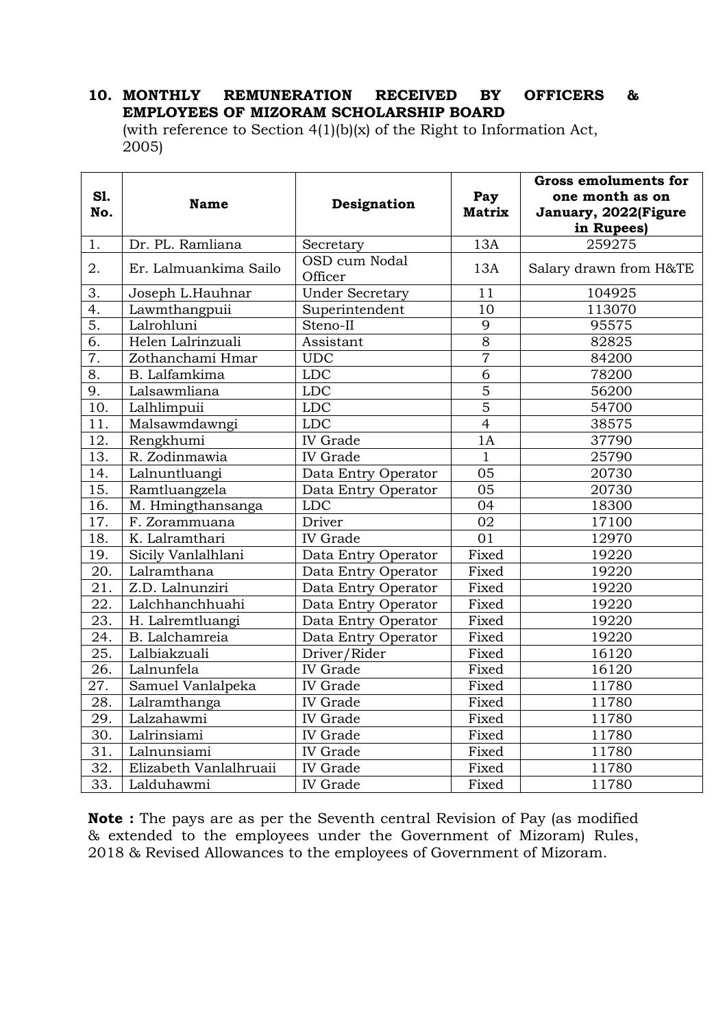## 10. MONTHLY REMUNERATION RECEIVED BY OFFICERS & EMPLOYEES OF MIZORAM SCHOLARSHIP BOARD

(with reference to Section 4(1)(b)(x) of the Right to Information Act, 2005)

| Sl. No. | Name | Designation | Pay Matrix | Gross emoluments for one month as on January, 2022(Figure in Rupees) |
|---|---|---|---|---|
| 1. | Dr. PL. Ramliana | Secretary | 13A | 259275 |
| 2. | Er. Lalmuankima Sailo | OSD cum Nodal Officer | 13A | Salary drawn from H&TE |
| 3. | Joseph L.Hauhnar | Under Secretary | 11 | 104925 |
| 4. | Lawmthangpuii | Superintendent | 10 | 113070 |
| 5. | Lalrohluni | Steno-II | 9 | 95575 |
| 6. | Helen Lalrinzuali | Assistant | 8 | 82825 |
| 7. | Zothanchami Hmar | UDC | 7 | 84200 |
| 8. | B. Lalfamkima | LDC | 6 | 78200 |
| 9. | Lalsawmliana | LDC | 5 | 56200 |
| 10. | Lalhlimpuii | LDC | 5 | 54700 |
| 11. | Malsawmdawngi | LDC | 4 | 38575 |
| 12. | Rengkhumi | IV Grade | 1A | 37790 |
| 13. | R. Zodinmawia | IV Grade | 1 | 25790 |
| 14. | Lalnuntluangi | Data Entry Operator | 05 | 20730 |
| 15. | Ramtluangzela | Data Entry Operator | 05 | 20730 |
| 16. | M. Hmingthansanga | LDC | 04 | 18300 |
| 17. | F. Zorammuana | Driver | 02 | 17100 |
| 18. | K. Lalramthari | IV Grade | 01 | 12970 |
| 19. | Sicily Vanlalhlani | Data Entry Operator | Fixed | 19220 |
| 20. | Lalramthana | Data Entry Operator | Fixed | 19220 |
| 21. | Z.D. Lalnunziri | Data Entry Operator | Fixed | 19220 |
| 22. | Lalchhanchhuahi | Data Entry Operator | Fixed | 19220 |
| 23. | H. Lalremtluangi | Data Entry Operator | Fixed | 19220 |
| 24. | B. Lalchamreia | Data Entry Operator | Fixed | 19220 |
| 25. | Lalbiakzuali | Driver/Rider | Fixed | 16120 |
| 26. | Lalnunfela | IV Grade | Fixed | 16120 |
| 27. | Samuel Vanlalpeka | IV Grade | Fixed | 11780 |
| 28. | Lalramthanga | IV Grade | Fixed | 11780 |
| 29. | Lalzahawmi | IV Grade | Fixed | 11780 |
| 30. | Lalrinsiami | IV Grade | Fixed | 11780 |
| 31. | Lalnunsiami | IV Grade | Fixed | 11780 |
| 32. | Elizabeth Vanlalhruaii | IV Grade | Fixed | 11780 |
| 33. | Lalduhawmi | IV Grade | Fixed | 11780 |

**Note :** The pays are as per the Seventh central Revision of Pay (as modified & extended to the employees under the Government of Mizoram) Rules, 2018 & Revised Allowances to the employees of Government of Mizoram.